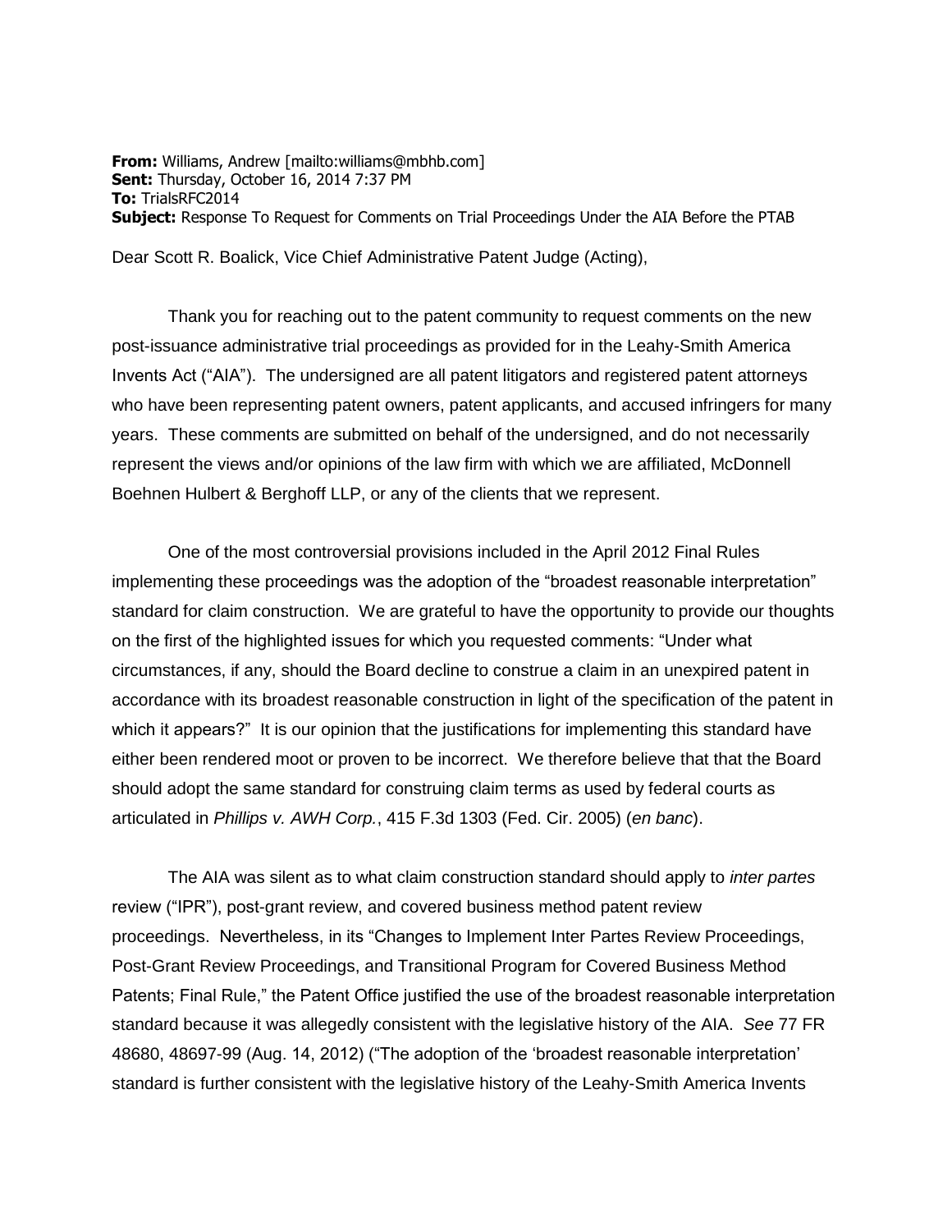**From:** Williams, Andrew [mailto:williams@mbhb.com]
**Sent:** Thursday, October 16, 2014 7:37 PM
**To:** TrialsRFC2014
**Subject:** Response To Request for Comments on Trial Proceedings Under the AIA Before the PTAB

Dear Scott R. Boalick, Vice Chief Administrative Patent Judge (Acting),

Thank you for reaching out to the patent community to request comments on the new post-issuance administrative trial proceedings as provided for in the Leahy-Smith America Invents Act ("AIA"). The undersigned are all patent litigators and registered patent attorneys who have been representing patent owners, patent applicants, and accused infringers for many years. These comments are submitted on behalf of the undersigned, and do not necessarily represent the views and/or opinions of the law firm with which we are affiliated, McDonnell Boehnen Hulbert & Berghoff LLP, or any of the clients that we represent.

One of the most controversial provisions included in the April 2012 Final Rules implementing these proceedings was the adoption of the "broadest reasonable interpretation" standard for claim construction. We are grateful to have the opportunity to provide our thoughts on the first of the highlighted issues for which you requested comments: "Under what circumstances, if any, should the Board decline to construe a claim in an unexpired patent in accordance with its broadest reasonable construction in light of the specification of the patent in which it appears?" It is our opinion that the justifications for implementing this standard have either been rendered moot or proven to be incorrect. We therefore believe that that the Board should adopt the same standard for construing claim terms as used by federal courts as articulated in *Phillips v. AWH Corp.*, 415 F.3d 1303 (Fed. Cir. 2005) (*en banc*).

The AIA was silent as to what claim construction standard should apply to *inter partes* review ("IPR"), post-grant review, and covered business method patent review proceedings. Nevertheless, in its "Changes to Implement Inter Partes Review Proceedings, Post-Grant Review Proceedings, and Transitional Program for Covered Business Method Patents; Final Rule," the Patent Office justified the use of the broadest reasonable interpretation standard because it was allegedly consistent with the legislative history of the AIA. *See* 77 FR 48680, 48697-99 (Aug. 14, 2012) ("The adoption of the 'broadest reasonable interpretation' standard is further consistent with the legislative history of the Leahy-Smith America Invents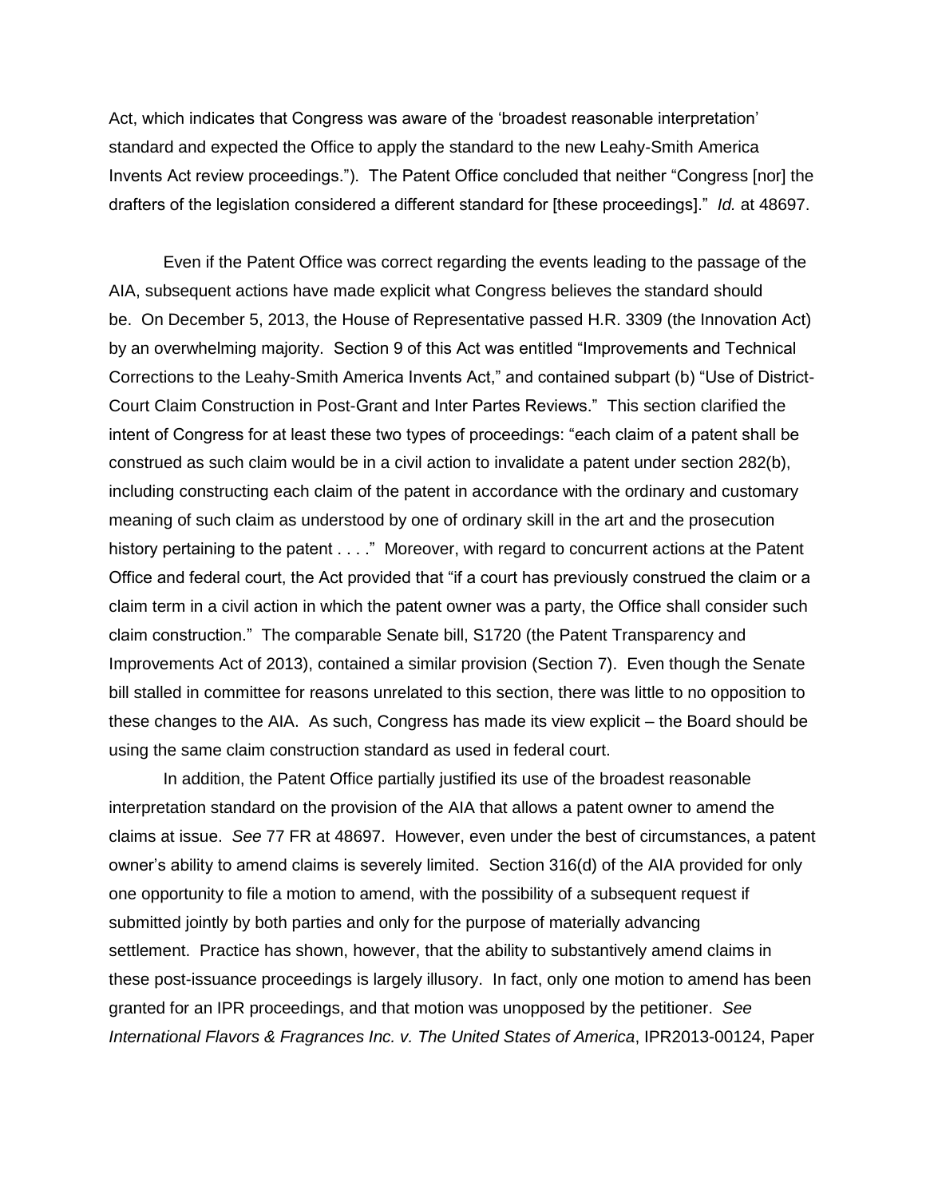Act, which indicates that Congress was aware of the 'broadest reasonable interpretation' standard and expected the Office to apply the standard to the new Leahy-Smith America Invents Act review proceedings."). The Patent Office concluded that neither "Congress [nor] the drafters of the legislation considered a different standard for [these proceedings]." *Id.* at 48697.

Even if the Patent Office was correct regarding the events leading to the passage of the AIA, subsequent actions have made explicit what Congress believes the standard should be. On December 5, 2013, the House of Representative passed H.R. 3309 (the Innovation Act) by an overwhelming majority. Section 9 of this Act was entitled "Improvements and Technical Corrections to the Leahy-Smith America Invents Act," and contained subpart (b) "Use of District-Court Claim Construction in Post-Grant and Inter Partes Reviews." This section clarified the intent of Congress for at least these two types of proceedings: "each claim of a patent shall be construed as such claim would be in a civil action to invalidate a patent under section 282(b), including constructing each claim of the patent in accordance with the ordinary and customary meaning of such claim as understood by one of ordinary skill in the art and the prosecution history pertaining to the patent . . . ." Moreover, with regard to concurrent actions at the Patent Office and federal court, the Act provided that "if a court has previously construed the claim or a claim term in a civil action in which the patent owner was a party, the Office shall consider such claim construction." The comparable Senate bill, S1720 (the Patent Transparency and Improvements Act of 2013), contained a similar provision (Section 7). Even though the Senate bill stalled in committee for reasons unrelated to this section, there was little to no opposition to these changes to the AIA. As such, Congress has made its view explicit – the Board should be using the same claim construction standard as used in federal court.

In addition, the Patent Office partially justified its use of the broadest reasonable interpretation standard on the provision of the AIA that allows a patent owner to amend the claims at issue. *See* 77 FR at 48697. However, even under the best of circumstances, a patent owner's ability to amend claims is severely limited. Section 316(d) of the AIA provided for only one opportunity to file a motion to amend, with the possibility of a subsequent request if submitted jointly by both parties and only for the purpose of materially advancing settlement. Practice has shown, however, that the ability to substantively amend claims in these post-issuance proceedings is largely illusory. In fact, only one motion to amend has been granted for an IPR proceedings, and that motion was unopposed by the petitioner. *See International Flavors & Fragrances Inc. v. The United States of America*, IPR2013-00124, Paper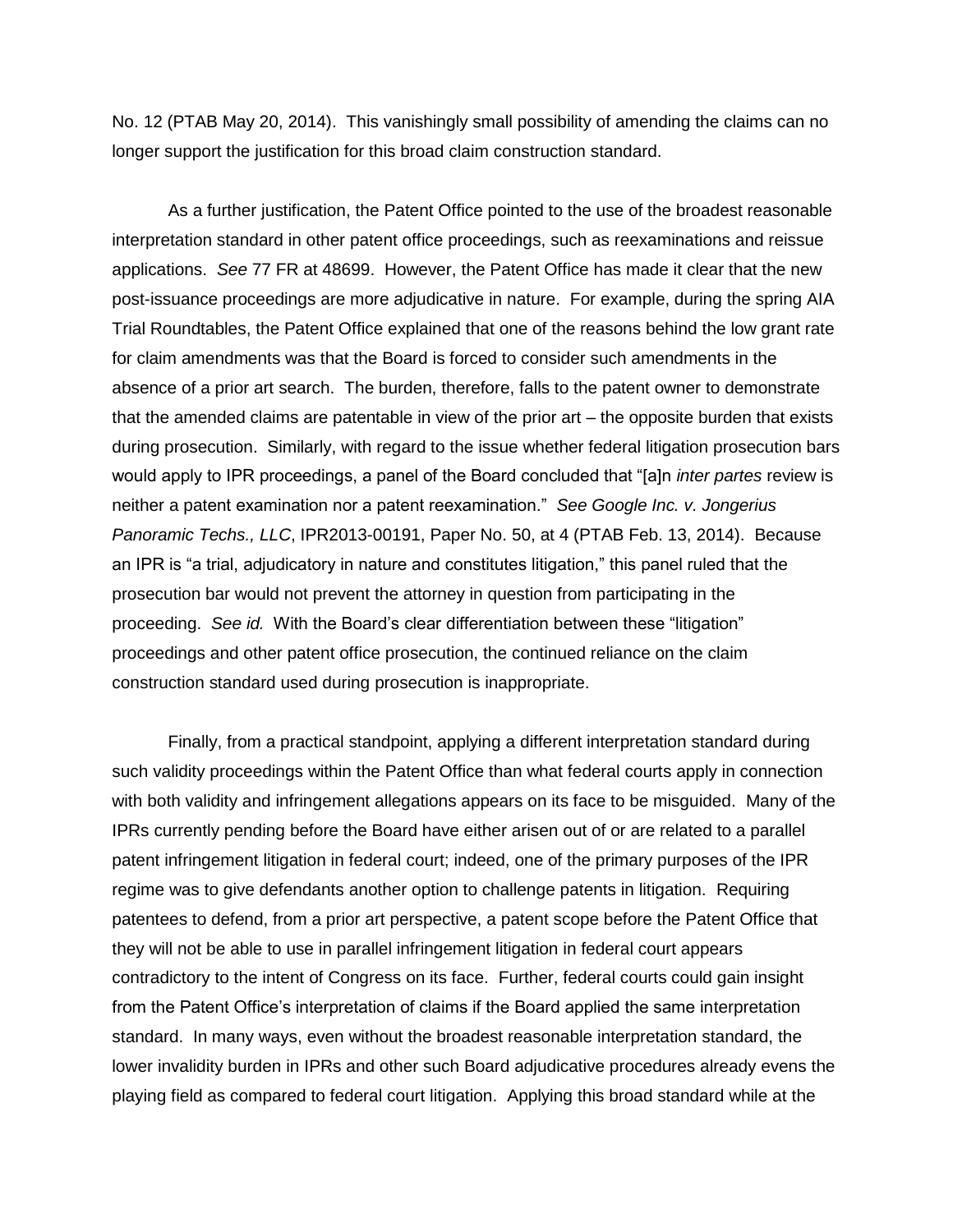No. 12 (PTAB May 20, 2014). This vanishingly small possibility of amending the claims can no longer support the justification for this broad claim construction standard.

As a further justification, the Patent Office pointed to the use of the broadest reasonable interpretation standard in other patent office proceedings, such as reexaminations and reissue applications. *See* 77 FR at 48699. However, the Patent Office has made it clear that the new post-issuance proceedings are more adjudicative in nature. For example, during the spring AIA Trial Roundtables, the Patent Office explained that one of the reasons behind the low grant rate for claim amendments was that the Board is forced to consider such amendments in the absence of a prior art search. The burden, therefore, falls to the patent owner to demonstrate that the amended claims are patentable in view of the prior art – the opposite burden that exists during prosecution. Similarly, with regard to the issue whether federal litigation prosecution bars would apply to IPR proceedings, a panel of the Board concluded that "[a]n *inter partes* review is neither a patent examination nor a patent reexamination." *See Google Inc. v. Jongerius Panoramic Techs., LLC*, IPR2013-00191, Paper No. 50, at 4 (PTAB Feb. 13, 2014). Because an IPR is "a trial, adjudicatory in nature and constitutes litigation," this panel ruled that the prosecution bar would not prevent the attorney in question from participating in the proceeding. *See id.* With the Board's clear differentiation between these "litigation" proceedings and other patent office prosecution, the continued reliance on the claim construction standard used during prosecution is inappropriate.

Finally, from a practical standpoint, applying a different interpretation standard during such validity proceedings within the Patent Office than what federal courts apply in connection with both validity and infringement allegations appears on its face to be misguided. Many of the IPRs currently pending before the Board have either arisen out of or are related to a parallel patent infringement litigation in federal court; indeed, one of the primary purposes of the IPR regime was to give defendants another option to challenge patents in litigation. Requiring patentees to defend, from a prior art perspective, a patent scope before the Patent Office that they will not be able to use in parallel infringement litigation in federal court appears contradictory to the intent of Congress on its face. Further, federal courts could gain insight from the Patent Office's interpretation of claims if the Board applied the same interpretation standard. In many ways, even without the broadest reasonable interpretation standard, the lower invalidity burden in IPRs and other such Board adjudicative procedures already evens the playing field as compared to federal court litigation. Applying this broad standard while at the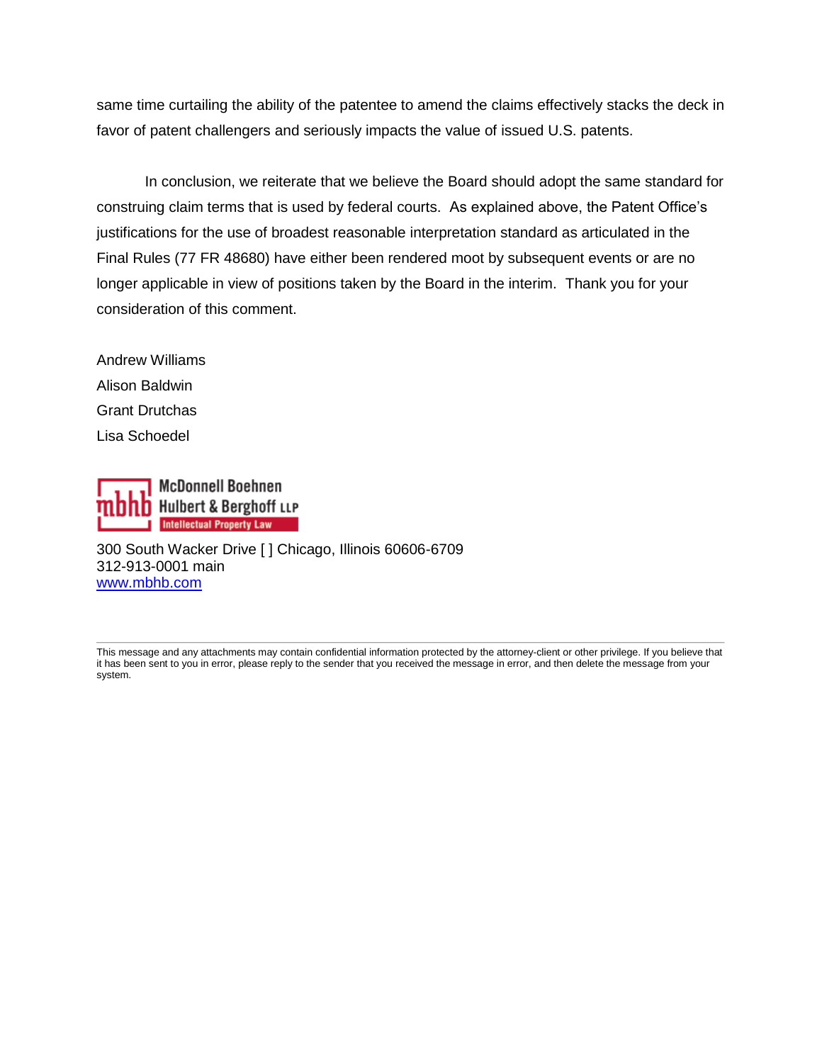same time curtailing the ability of the patentee to amend the claims effectively stacks the deck in favor of patent challengers and seriously impacts the value of issued U.S. patents.

In conclusion, we reiterate that we believe the Board should adopt the same standard for construing claim terms that is used by federal courts. As explained above, the Patent Office's justifications for the use of broadest reasonable interpretation standard as articulated in the Final Rules (77 FR 48680) have either been rendered moot by subsequent events or are no longer applicable in view of positions taken by the Board in the interim. Thank you for your consideration of this comment.

Andrew Williams
Alison Baldwin
Grant Drutchas
Lisa Schoedel

mbhb McDonnell Boehnen Hulbert & Berghoff LLP
Intellectual Property Law

300 South Wacker Drive [ ] Chicago, Illinois 60606-6709
312-913-0001 main
[www.mbhb.com](http://www.mbhb.com)

---

This message and any attachments may contain confidential information protected by the attorney-client or other privilege. If you believe that it has been sent to you in error, please reply to the sender that you received the message in error, and then delete the message from your system.